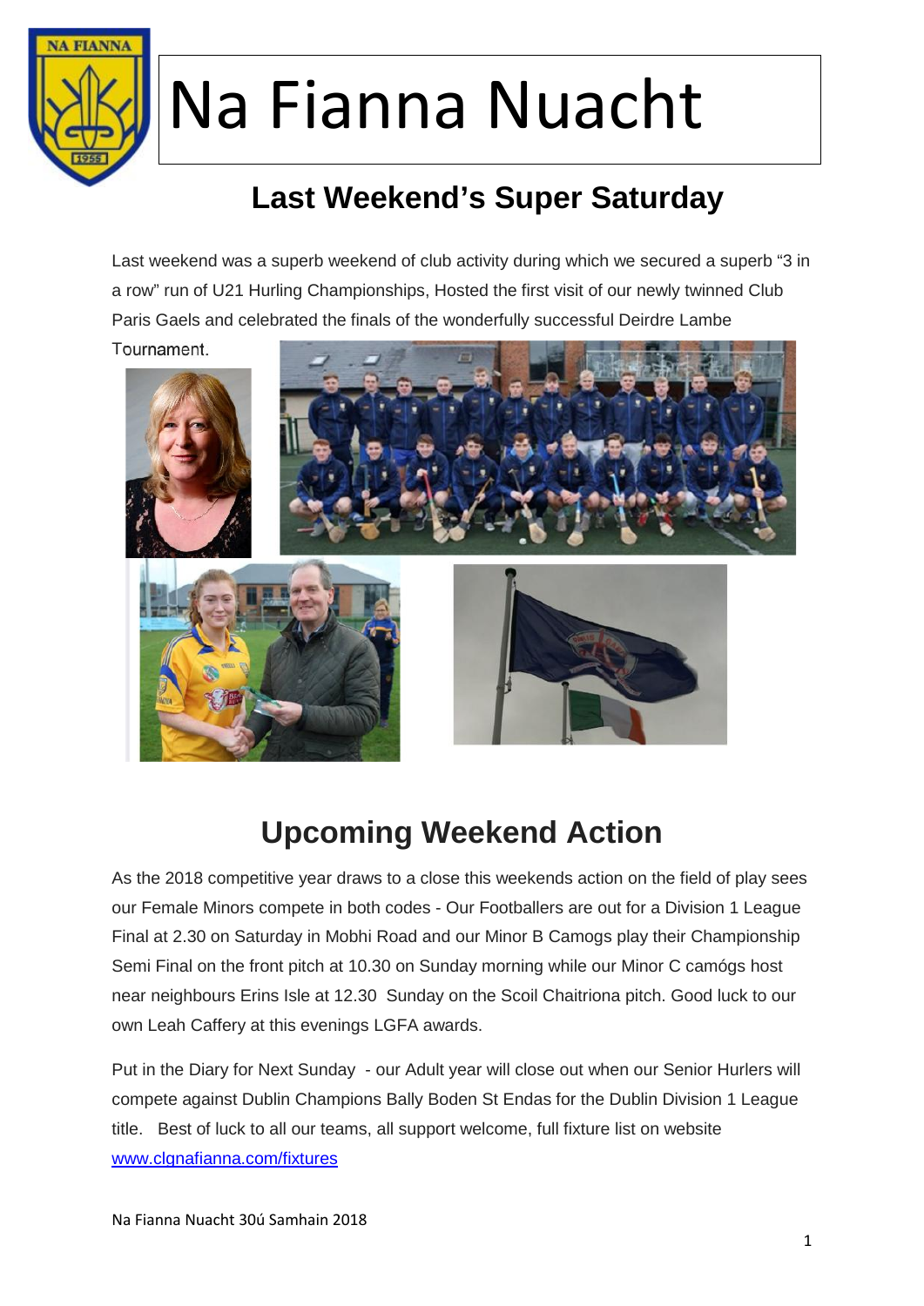# Na Fianna Nuacht

## Last Weekend's Super Saturday

Last weekend was a superb weekend of club activity during which we secured a superb "3 in a row" run of U21 Hurling Championships, Hosted the first visit of our newly twinned Club Paris Gaels and celebrated the finals of the wonderfully successful Deirdre Lambe Tournament.

## Upcoming Weekend Action

As the 2018 competitive year draws to a close this weekends action on the field of play sees our Female Minors compete in both codes - Our Footballers are out for a Division 1 League Final at 2.30 on Saturday in Mobhi Road and our Minor B Camogs play their Championship Semi Final on the front pitch at 10.30 on Sunday morning while our Minor C camógs host near neighbours Erins Isle at 12.30 Sunday on the Scoil Chaitriona pitch. Good luck to our own Leah Caffery at this evenings LGFA awards.

Put in the Diary for Next Sunday - our Adult year will close out when our Senior Hurlers will compete against Dublin Champions Bally Boden St Endas for the Dublin Division 1 League title. Best of luck to all our teams, all support welcome, full fixture list on website [www.clgnafianna.com/fixtures](http://www.clgnafianna.com/fixtures)

Na Fianna Nuacht 30ú Samhain 2018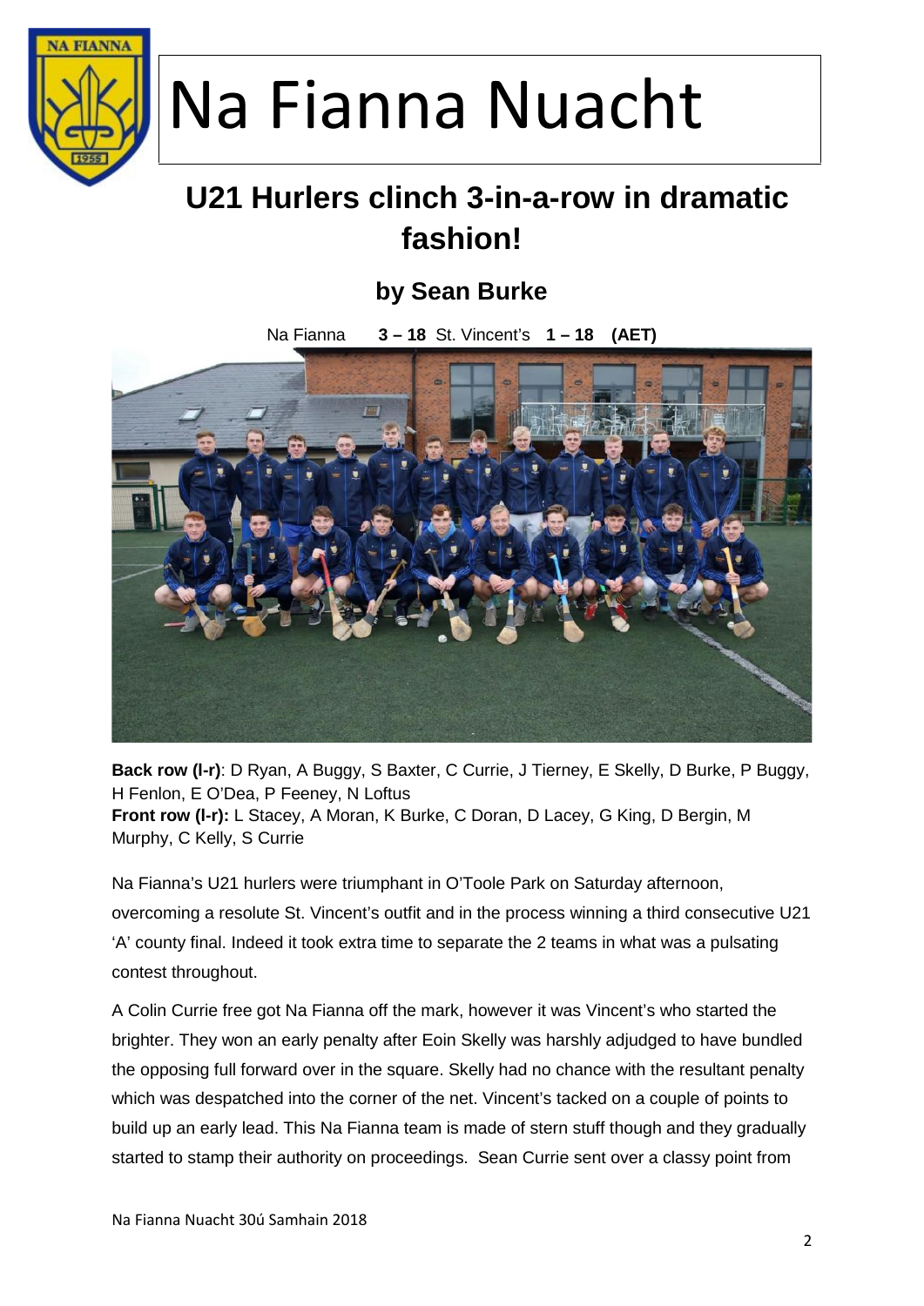# Na Fianna Nuacht

## U21 Hurlers clinch 3-in-a-row in dramatic fashion!

### by Sean Burke

Na Fianna **3 – 18** St. Vincent's **1 – 18** **(AET)**

**Back row (l-r)**: D Ryan, A Buggy, S Baxter, C Currie, J Tierney, E Skelly, D Burke, P Buggy, H Fenlon, E O'Dea, P Feeney, N Loftus
**Front row (l-r):** L Stacey, A Moran, K Burke, C Doran, D Lacey, G King, D Bergin, M Murphy, C Kelly, S Currie

Na Fianna's U21 hurlers were triumphant in O'Toole Park on Saturday afternoon, overcoming a resolute St. Vincent's outfit and in the process winning a third consecutive U21 'A' county final. Indeed it took extra time to separate the 2 teams in what was a pulsating contest throughout.

A Colin Currie free got Na Fianna off the mark, however it was Vincent's who started the brighter. They won an early penalty after Eoin Skelly was harshly adjudged to have bundled the opposing full forward over in the square. Skelly had no chance with the resultant penalty which was despatched into the corner of the net. Vincent's tacked on a couple of points to build up an early lead. This Na Fianna team is made of stern stuff though and they gradually started to stamp their authority on proceedings. Sean Currie sent over a classy point from

Na Fianna Nuacht 30ú Samhain 2018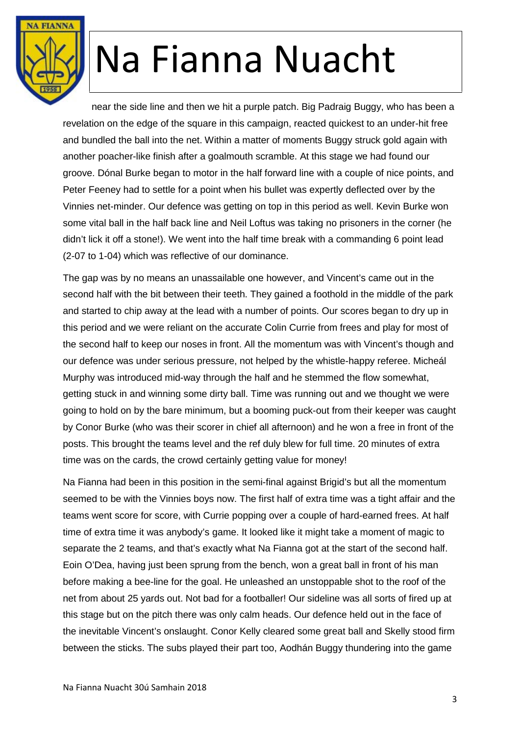near the side line and then we hit a purple patch. Big Padraig Buggy, who has been a revelation on the edge of the square in this campaign, reacted quickest to an under-hit free and bundled the ball into the net. Within a matter of moments Buggy struck gold again with another poacher-like finish after a goalmouth scramble. At this stage we had found our groove. Dónal Burke began to motor in the half forward line with a couple of nice points, and Peter Feeney had to settle for a point when his bullet was expertly deflected over by the Vinnies net-minder. Our defence was getting on top in this period as well. Kevin Burke won some vital ball in the half back line and Neil Loftus was taking no prisoners in the corner (he didn't lick it off a stone!). We went into the half time break with a commanding 6 point lead (2-07 to 1-04) which was reflective of our dominance.

The gap was by no means an unassailable one however, and Vincent's came out in the second half with the bit between their teeth. They gained a foothold in the middle of the park and started to chip away at the lead with a number of points. Our scores began to dry up in this period and we were reliant on the accurate Colin Currie from frees and play for most of the second half to keep our noses in front. All the momentum was with Vincent's though and our defence was under serious pressure, not helped by the whistle-happy referee. Micheál Murphy was introduced mid-way through the half and he stemmed the flow somewhat, getting stuck in and winning some dirty ball. Time was running out and we thought we were going to hold on by the bare minimum, but a booming puck-out from their keeper was caught by Conor Burke (who was their scorer in chief all afternoon) and he won a free in front of the posts. This brought the teams level and the ref duly blew for full time. 20 minutes of extra time was on the cards, the crowd certainly getting value for money!

Na Fianna had been in this position in the semi-final against Brigid's but all the momentum seemed to be with the Vinnies boys now. The first half of extra time was a tight affair and the teams went score for score, with Currie popping over a couple of hard-earned frees. At half time of extra time it was anybody's game. It looked like it might take a moment of magic to separate the 2 teams, and that's exactly what Na Fianna got at the start of the second half. Eoin O'Dea, having just been sprung from the bench, won a great ball in front of his man before making a bee-line for the goal. He unleashed an unstoppable shot to the roof of the net from about 25 yards out. Not bad for a footballer! Our sideline was all sorts of fired up at this stage but on the pitch there was only calm heads. Our defence held out in the face of the inevitable Vincent's onslaught. Conor Kelly cleared some great ball and Skelly stood firm between the sticks. The subs played their part too, Aodhán Buggy thundering into the game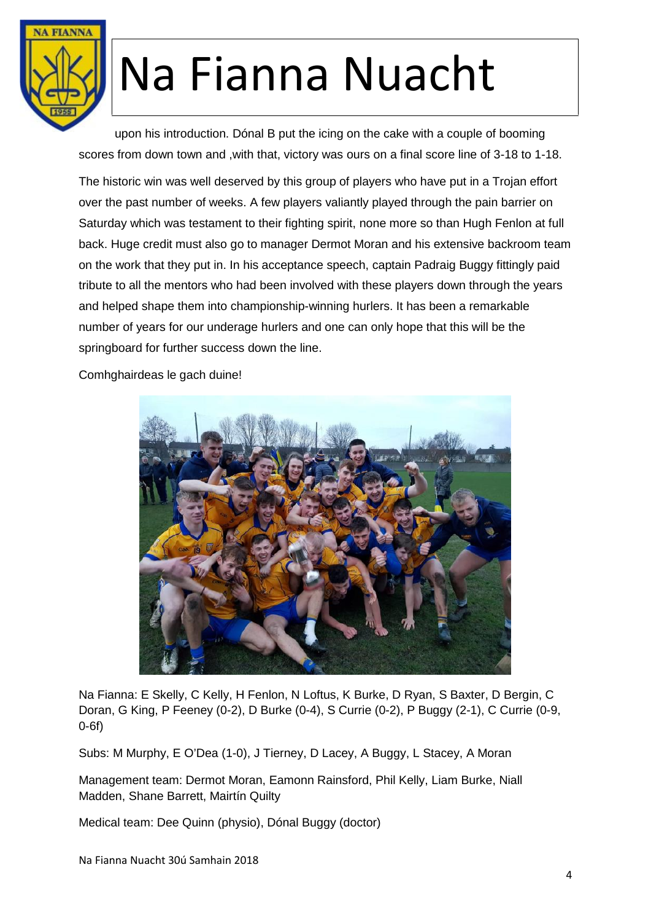upon his introduction. Dónal B put the icing on the cake with a couple of booming scores from down town and ,with that, victory was ours on a final score line of 3-18 to 1-18.

The historic win was well deserved by this group of players who have put in a Trojan effort over the past number of weeks. A few players valiantly played through the pain barrier on Saturday which was testament to their fighting spirit, none more so than Hugh Fenlon at full back. Huge credit must also go to manager Dermot Moran and his extensive backroom team on the work that they put in. In his acceptance speech, captain Padraig Buggy fittingly paid tribute to all the mentors who had been involved with these players down through the years and helped shape them into championship-winning hurlers. It has been a remarkable number of years for our underage hurlers and one can only hope that this will be the springboard for further success down the line.

Comhghairdeas le gach duine!

Na Fianna: E Skelly, C Kelly, H Fenlon, N Loftus, K Burke, D Ryan, S Baxter, D Bergin, C Doran, G King, P Feeney (0-2), D Burke (0-4), S Currie (0-2), P Buggy (2-1), C Currie (0-9, 0-6f)

Subs: M Murphy, E O'Dea (1-0), J Tierney, D Lacey, A Buggy, L Stacey, A Moran

Management team: Dermot Moran, Eamonn Rainsford, Phil Kelly, Liam Burke, Niall Madden, Shane Barrett, Mairtín Quilty

Medical team: Dee Quinn (physio), Dónal Buggy (doctor)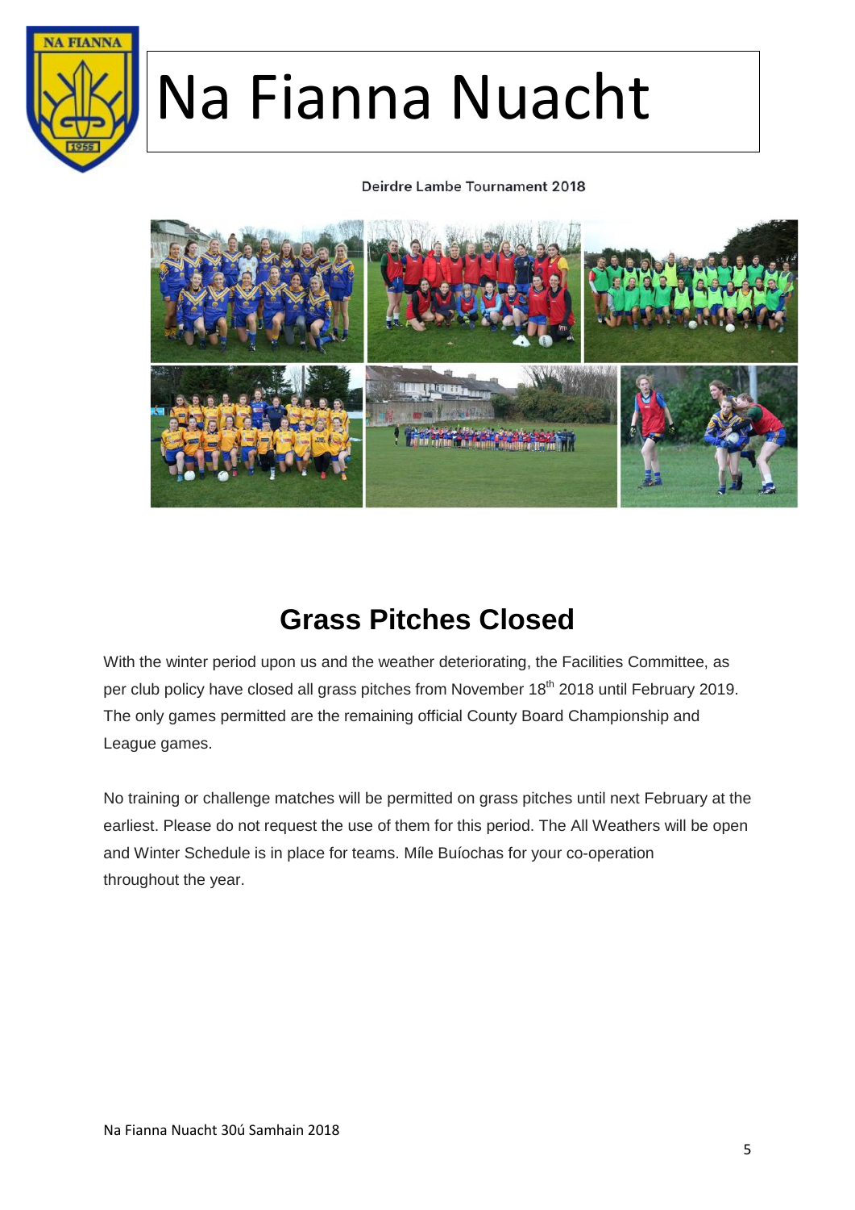# Na Fianna Nuacht

Deirdre Lambe Tournament 2018

## Grass Pitches Closed

With the winter period upon us and the weather deteriorating, the Facilities Committee, as per club policy have closed all grass pitches from November 18th 2018 until February 2019. The only games permitted are the remaining official County Board Championship and League games.

No training or challenge matches will be permitted on grass pitches until next February at the earliest. Please do not request the use of them for this period. The All Weathers will be open and Winter Schedule is in place for teams. Míle Buíochas for your co-operation throughout the year.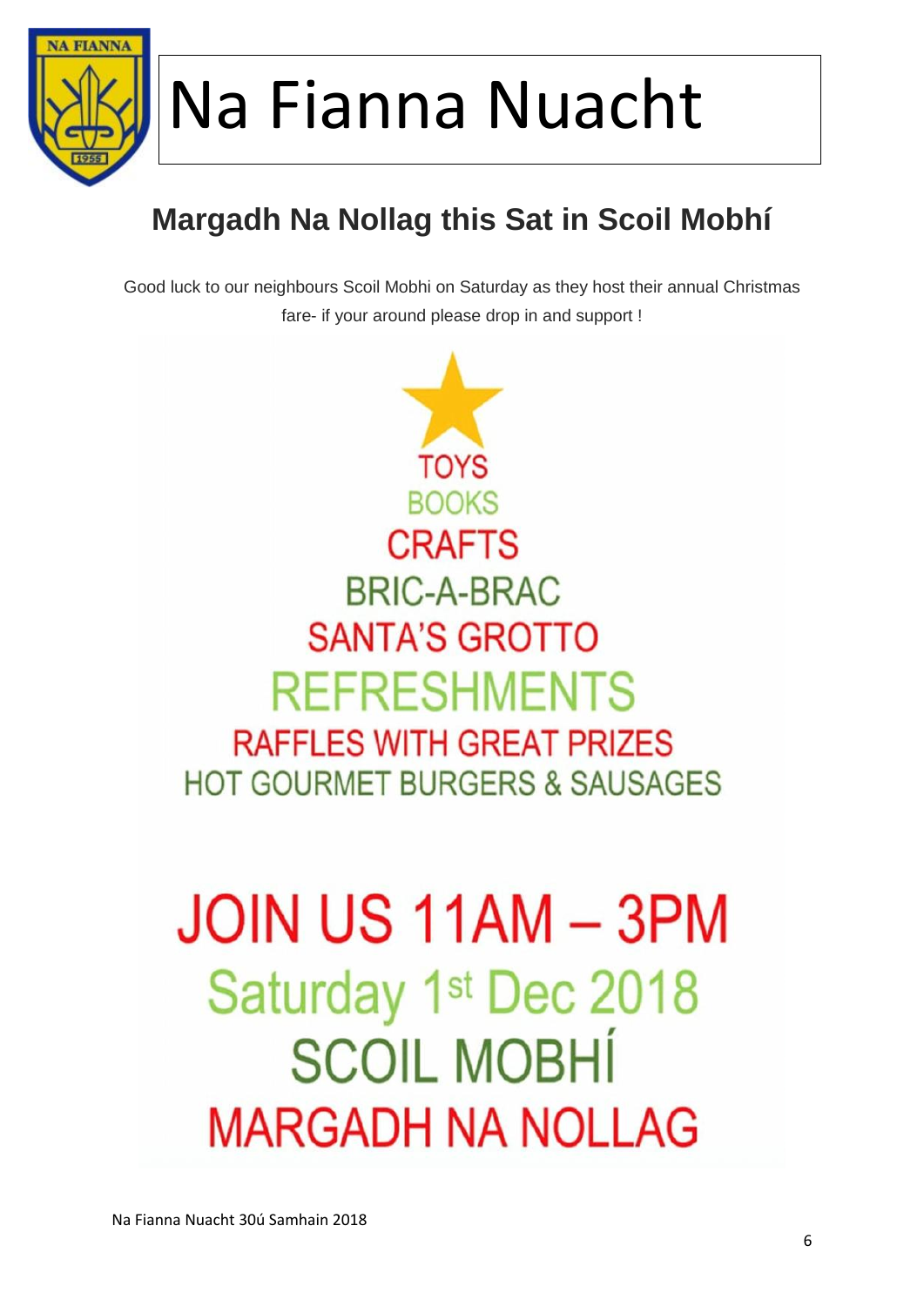# Na Fianna Nuacht

## Margadh Na Nollag this Sat in Scoil Mobhí

Good luck to our neighbours Scoil Mobhi on Saturday as they host their annual Christmas fare- if your around please drop in and support !

TOYS

BOOKS

CRAFTS

BRIC-A-BRAC

SANTA'S GROTTO

REFRESHMENTS

RAFFLES WITH GREAT PRIZES

HOT GOURMET BURGERS & SAUSAGES

JOIN US 11AM – 3PM

Saturday 1st Dec 2018

SCOIL MOBHÍ

MARGADH NA NOLLAG

Na Fianna Nuacht 30ú Samhain 2018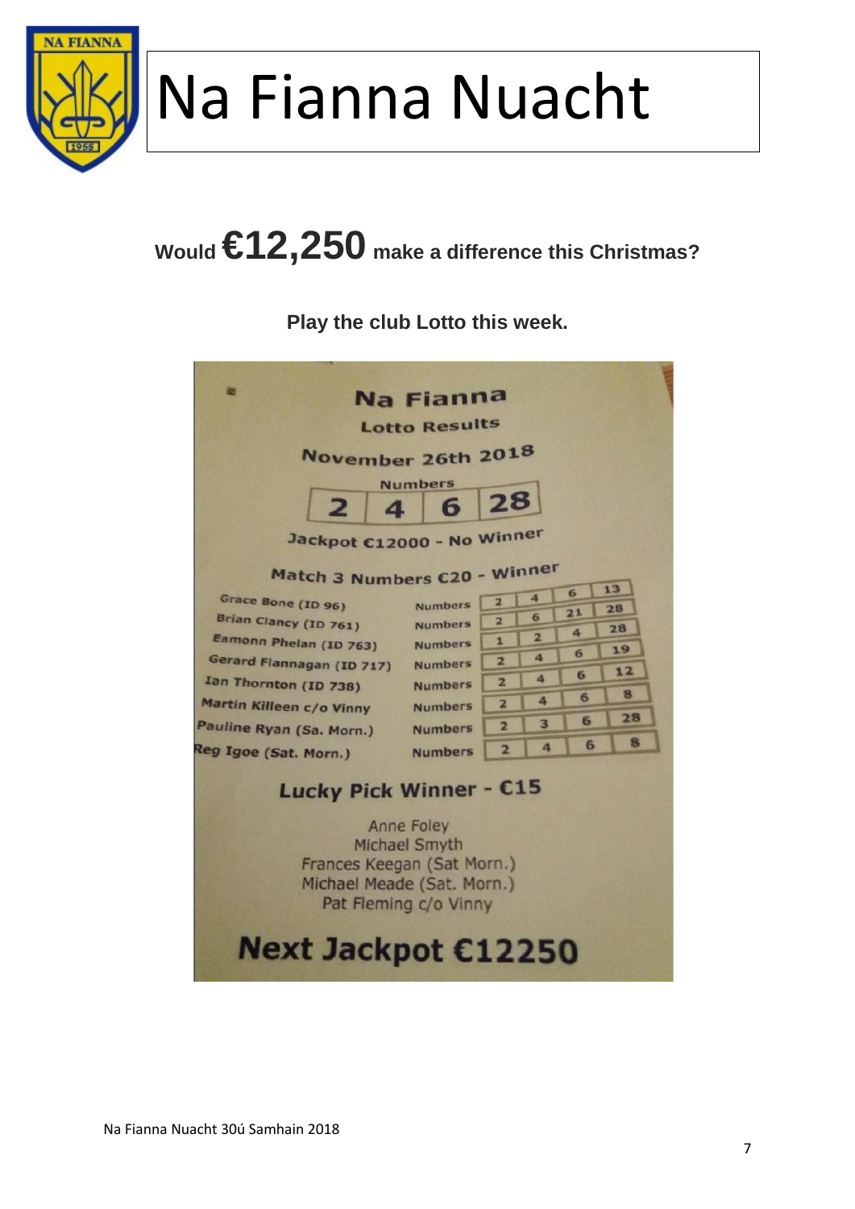# Na Fianna Nuacht

**Would €12,250 make a difference this Christmas?**

**Play the club Lotto this week.**

## Na Fianna

### Lotto Results

### November 26th 2018

**Numbers**

| 2 | 4 | 6 | 28 |
|---|---|---|---|

**Jackpot €12000 - No Winner**

**Match 3 Numbers €20 - Winner**

| Name | | | | | |
|---|---|---|---|---|---|
| Grace Bone (ID 96) | Numbers | 2 | 4 | 6 | 13 |
| Brian Clancy (ID 761) | Numbers | 2 | 6 | 21 | 28 |
| Eamonn Phelan (ID 763) | Numbers | 1 | 2 | 4 | 28 |
| Gerard Flannagan (ID 717) | Numbers | 2 | 4 | 6 | 19 |
| Ian Thornton (ID 738) | Numbers | 2 | 4 | 6 | 12 |
| Martin Killeen c/o Vinny | Numbers | 2 | 4 | 6 | 8 |
| Pauline Ryan (Sa. Morn.) | Numbers | 2 | 3 | 6 | 28 |
| Reg Igoe (Sat. Morn.) | Numbers | 2 | 4 | 6 | 8 |

**Lucky Pick Winner - €15**

Anne Foley
Michael Smyth
Frances Keegan (Sat Morn.)
Michael Meade (Sat. Morn.)
Pat Fleming c/o Vinny

**Next Jackpot €12250**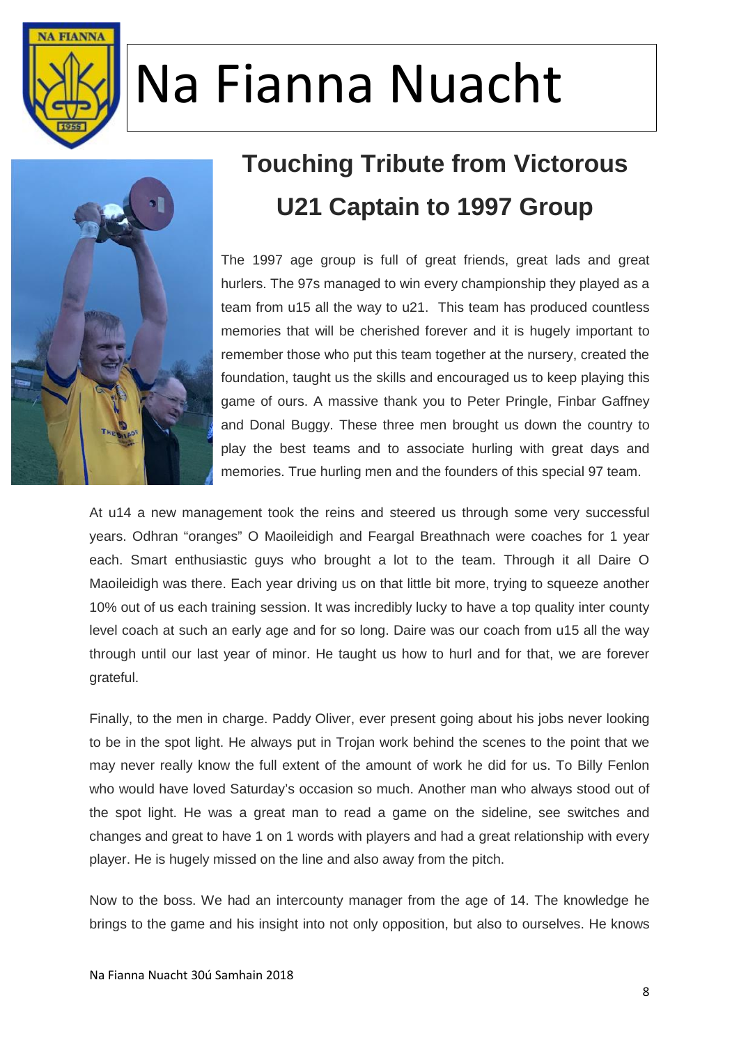# Na Fianna Nuacht

## Touching Tribute from Victorous U21 Captain to 1997 Group

The 1997 age group is full of great friends, great lads and great hurlers. The 97s managed to win every championship they played as a team from u15 all the way to u21. This team has produced countless memories that will be cherished forever and it is hugely important to remember those who put this team together at the nursery, created the foundation, taught us the skills and encouraged us to keep playing this game of ours. A massive thank you to Peter Pringle, Finbar Gaffney and Donal Buggy. These three men brought us down the country to play the best teams and to associate hurling with great days and memories. True hurling men and the founders of this special 97 team.

At u14 a new management took the reins and steered us through some very successful years. Odhran "oranges" O Maoileidigh and Feargal Breathnach were coaches for 1 year each. Smart enthusiastic guys who brought a lot to the team. Through it all Daire O Maoileidigh was there. Each year driving us on that little bit more, trying to squeeze another 10% out of us each training session. It was incredibly lucky to have a top quality inter county level coach at such an early age and for so long. Daire was our coach from u15 all the way through until our last year of minor. He taught us how to hurl and for that, we are forever grateful.

Finally, to the men in charge. Paddy Oliver, ever present going about his jobs never looking to be in the spot light. He always put in Trojan work behind the scenes to the point that we may never really know the full extent of the amount of work he did for us. To Billy Fenlon who would have loved Saturday's occasion so much. Another man who always stood out of the spot light. He was a great man to read a game on the sideline, see switches and changes and great to have 1 on 1 words with players and had a great relationship with every player. He is hugely missed on the line and also away from the pitch.

Now to the boss. We had an intercounty manager from the age of 14. The knowledge he brings to the game and his insight into not only opposition, but also to ourselves. He knows

Na Fianna Nuacht 30ú Samhain 2018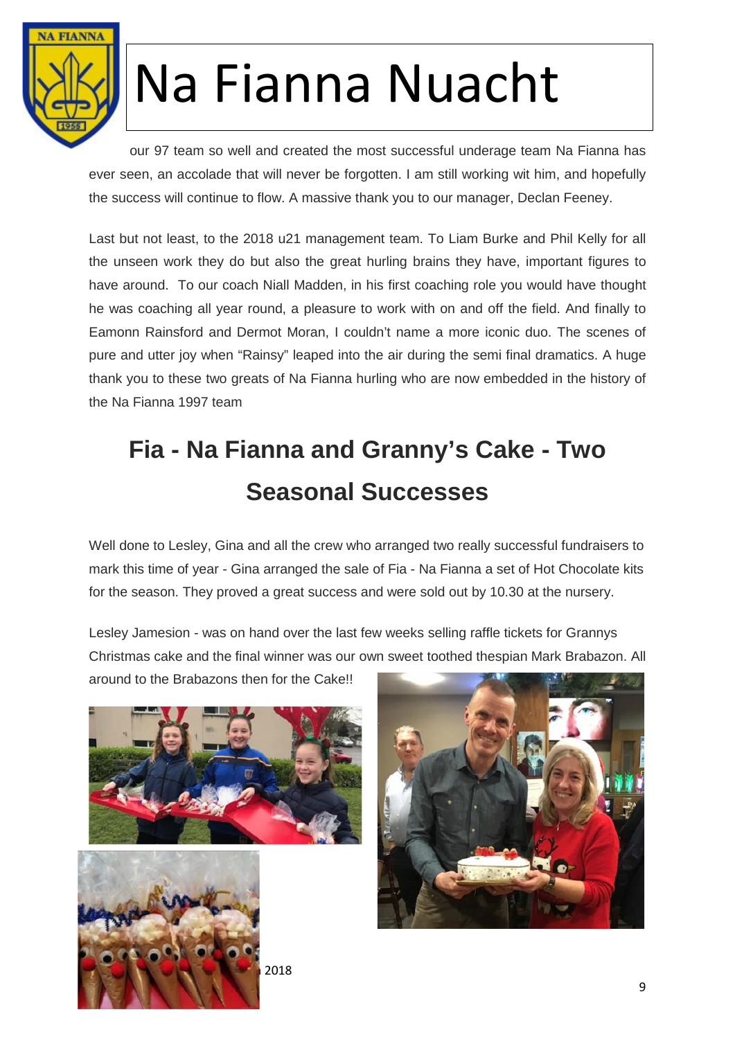our 97 team so well and created the most successful underage team Na Fianna has ever seen, an accolade that will never be forgotten. I am still working wit him, and hopefully the success will continue to flow. A massive thank you to our manager, Declan Feeney.

Last but not least, to the 2018 u21 management team. To Liam Burke and Phil Kelly for all the unseen work they do but also the great hurling brains they have, important figures to have around. To our coach Niall Madden, in his first coaching role you would have thought he was coaching all year round, a pleasure to work with on and off the field. And finally to Eamonn Rainsford and Dermot Moran, I couldn't name a more iconic duo. The scenes of pure and utter joy when "Rainsy" leaped into the air during the semi final dramatics. A huge thank you to these two greats of Na Fianna hurling who are now embedded in the history of the Na Fianna 1997 team

## Fia - Na Fianna and Granny's Cake - Two Seasonal Successes

Well done to Lesley, Gina and all the crew who arranged two really successful fundraisers to mark this time of year - Gina arranged the sale of Fia - Na Fianna a set of Hot Chocolate kits for the season. They proved a great success and were sold out by 10.30 at the nursery.

Lesley Jamesion - was on hand over the last few weeks selling raffle tickets for Grannys Christmas cake and the final winner was our own sweet toothed thespian Mark Brabazon. All around to the Brabazons then for the Cake!!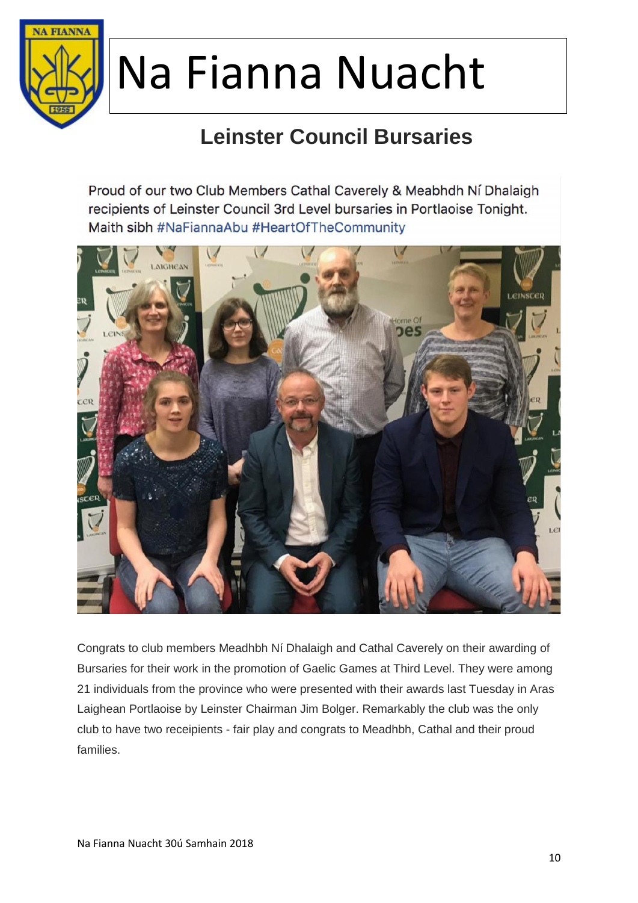# Na Fianna Nuacht

## Leinster Council Bursaries

Proud of our two Club Members Cathal Caverely & Meabhdh Ní Dhalaigh recipients of Leinster Council 3rd Level bursaries in Portlaoise Tonight. Maith sibh #NaFiannaAbu #HeartOfTheCommunity

Congrats to club members Meadhbh Ní Dhalaigh and Cathal Caverely on their awarding of Bursaries for their work in the promotion of Gaelic Games at Third Level. They were among 21 individuals from the province who were presented with their awards last Tuesday in Aras Laighean Portlaoise by Leinster Chairman Jim Bolger. Remarkably the club was the only club to have two receipients - fair play and congrats to Meadhbh, Cathal and their proud families.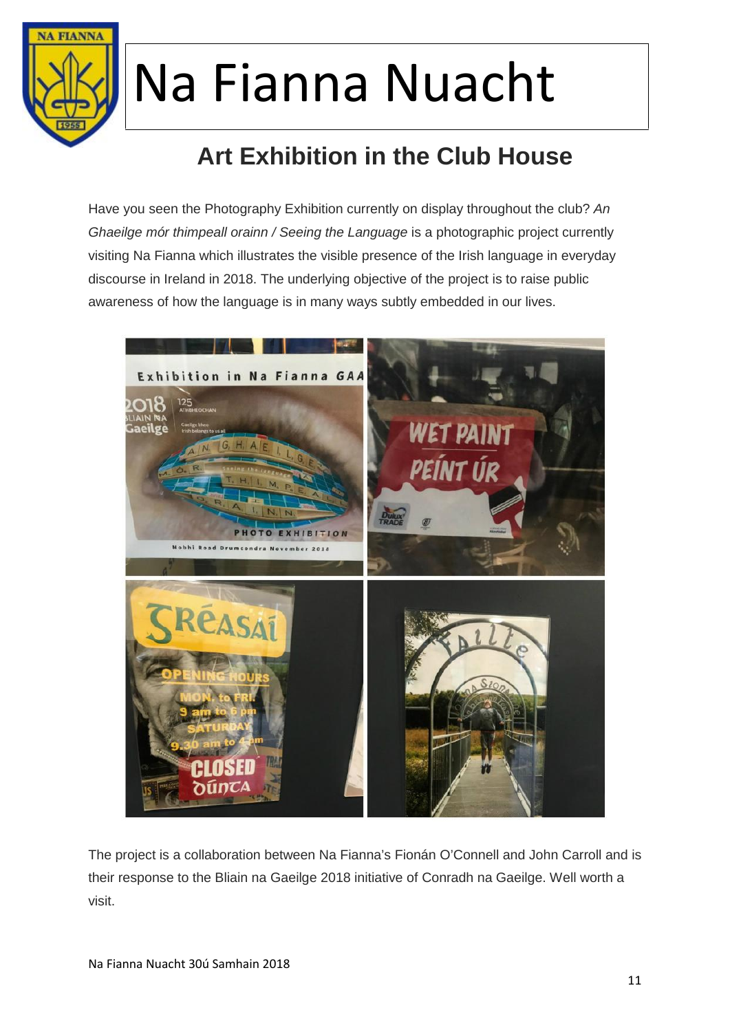# Na Fianna Nuacht

## Art Exhibition in the Club House

Have you seen the Photography Exhibition currently on display throughout the club? *An Ghaeilge mór thimpeall orainn / Seeing the Language* is a photographic project currently visiting Na Fianna which illustrates the visible presence of the Irish language in everyday discourse in Ireland in 2018. The underlying objective of the project is to raise public awareness of how the language is in many ways subtly embedded in our lives.

The project is a collaboration between Na Fianna's Fionán O'Connell and John Carroll and is their response to the Bliain na Gaeilge 2018 initiative of Conradh na Gaeilge. Well worth a visit.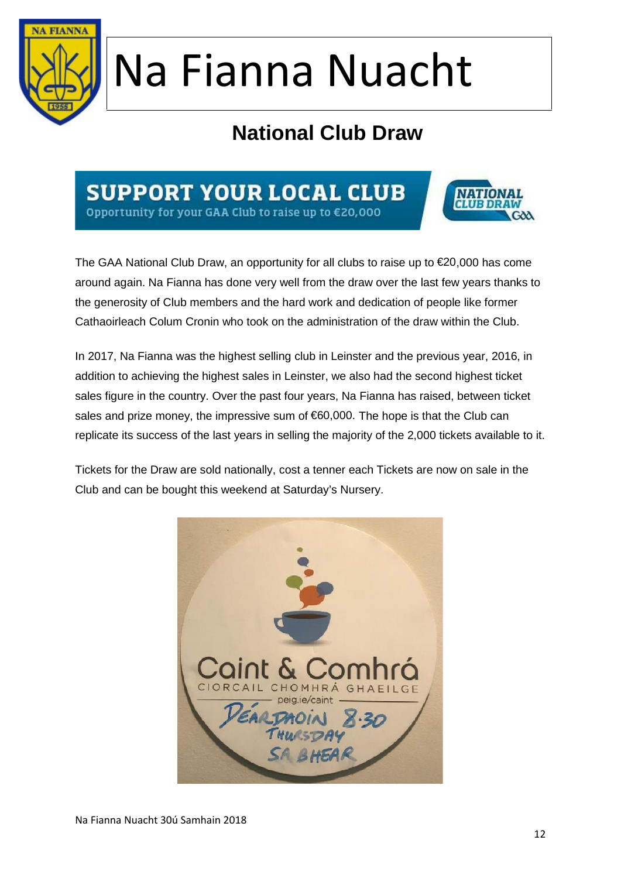# Na Fianna Nuacht

## National Club Draw

**SUPPORT YOUR LOCAL CLUB**
Opportunity for your GAA Club to raise up to €20,000

The GAA National Club Draw, an opportunity for all clubs to raise up to €20,000 has come around again. Na Fianna has done very well from the draw over the last few years thanks to the generosity of Club members and the hard work and dedication of people like former Cathaoirleach Colum Cronin who took on the administration of the draw within the Club.

In 2017, Na Fianna was the highest selling club in Leinster and the previous year, 2016, in addition to achieving the highest sales in Leinster, we also had the second highest ticket sales figure in the country. Over the past four years, Na Fianna has raised, between ticket sales and prize money, the impressive sum of €60,000. The hope is that the Club can replicate its success of the last years in selling the majority of the 2,000 tickets available to it.

Tickets for the Draw are sold nationally, cost a tenner each Tickets are now on sale in the Club and can be bought this weekend at Saturday's Nursery.

Caint & Comhrá
CIORCAIL CHOMHRÁ GHAEILGE
peig.ie/caint
DÉARDAOIN 8.30
THURSDAY
SA BHEAR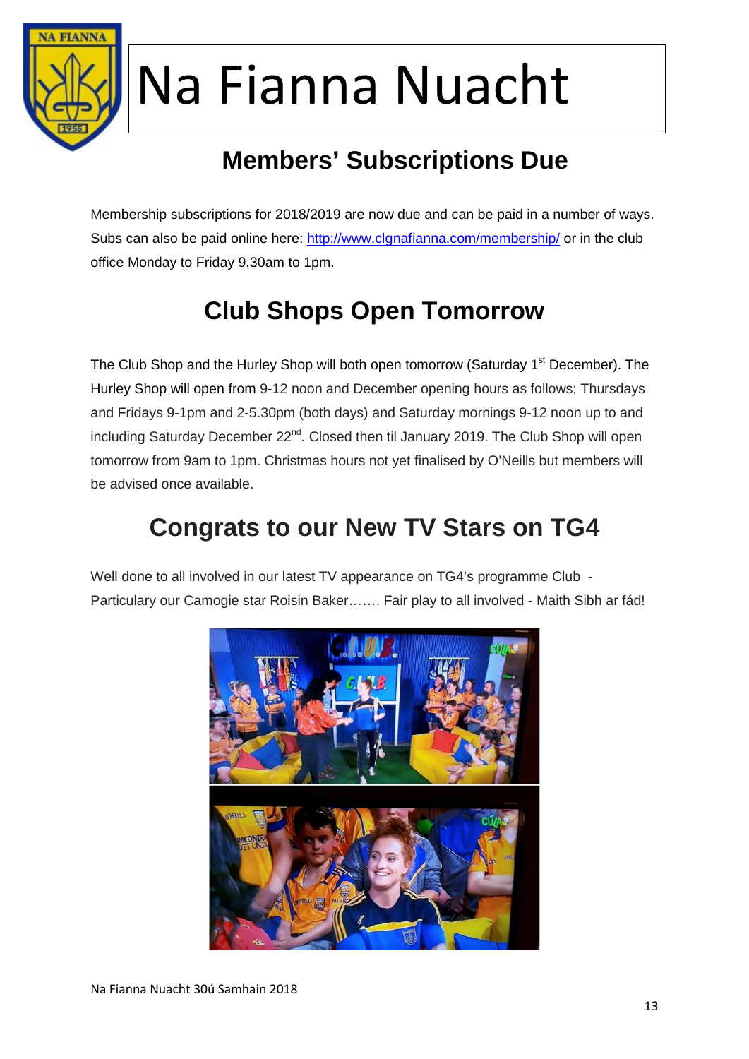# Na Fianna Nuacht

## Members' Subscriptions Due

Membership subscriptions for 2018/2019 are now due and can be paid in a number of ways. Subs can also be paid online here: http://www.clgnafianna.com/membership/ or in the club office Monday to Friday 9.30am to 1pm.

## Club Shops Open Tomorrow

The Club Shop and the Hurley Shop will both open tomorrow (Saturday 1st December). The Hurley Shop will open from 9-12 noon and December opening hours as follows; Thursdays and Fridays 9-1pm and 2-5.30pm (both days) and Saturday mornings 9-12 noon up to and including Saturday December 22nd. Closed then til January 2019. The Club Shop will open tomorrow from 9am to 1pm. Christmas hours not yet finalised by O'Neills but members will be advised once available.

## Congrats to our New TV Stars on TG4

Well done to all involved in our latest TV appearance on TG4's programme Club - Particulary our Camogie star Roisin Baker……. Fair play to all involved - Maith Sibh ar fád!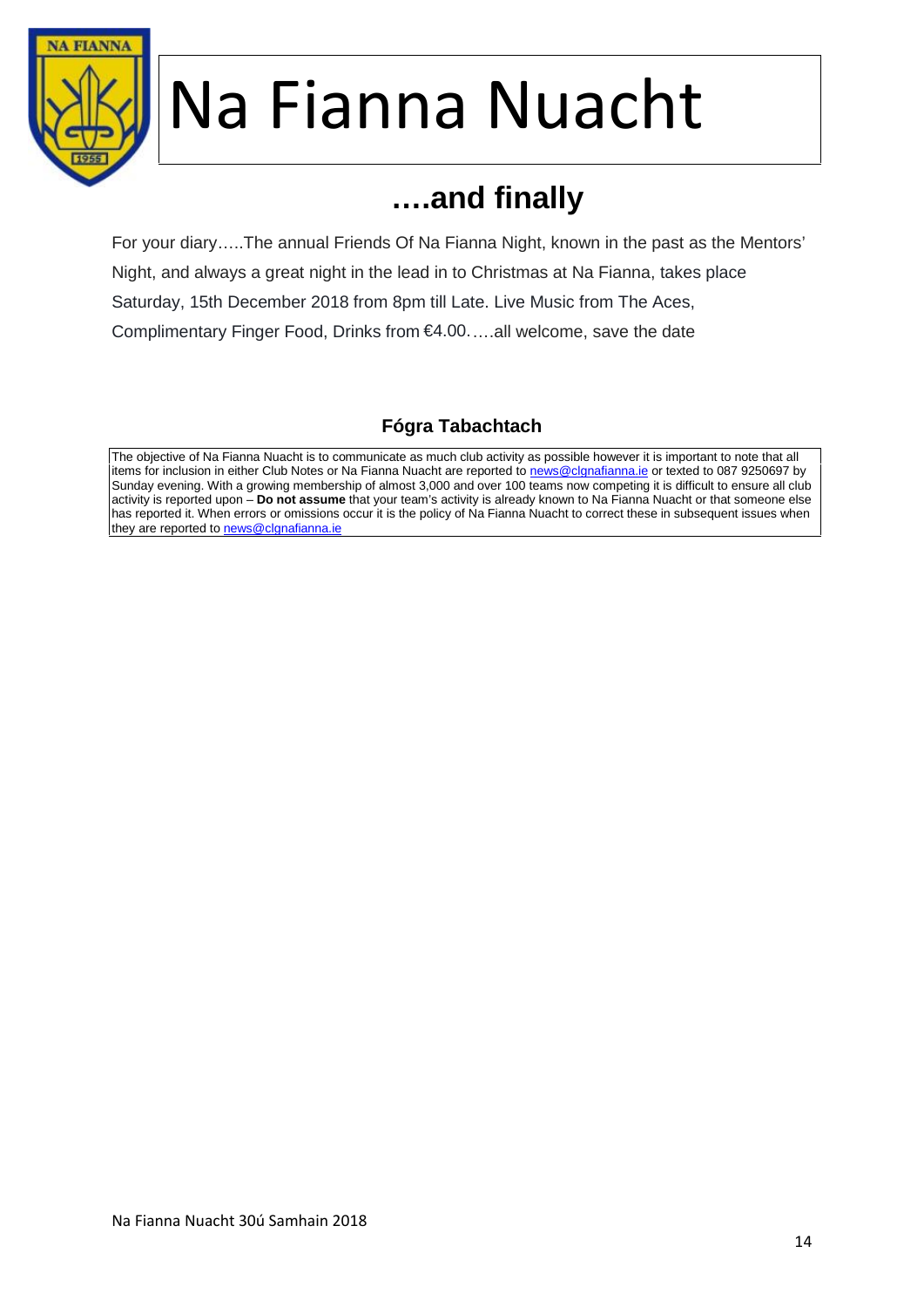# Na Fianna Nuacht

## ….and finally

For your diary…..The annual Friends Of Na Fianna Night, known in the past as the Mentors' Night, and always a great night in the lead in to Christmas at Na Fianna, takes place Saturday, 15th December 2018 from 8pm till Late. Live Music from The Aces, Complimentary Finger Food, Drinks from €4.00.….all welcome, save the date

### Fógra Tabachtach

The objective of Na Fianna Nuacht is to communicate as much club activity as possible however it is important to note that all items for inclusion in either Club Notes or Na Fianna Nuacht are reported to news@clgnafianna.ie or texted to 087 9250697 by Sunday evening. With a growing membership of almost 3,000 and over 100 teams now competing it is difficult to ensure all club activity is reported upon – **Do not assume** that your team's activity is already known to Na Fianna Nuacht or that someone else has reported it. When errors or omissions occur it is the policy of Na Fianna Nuacht to correct these in subsequent issues when they are reported to news@clgnafianna.ie